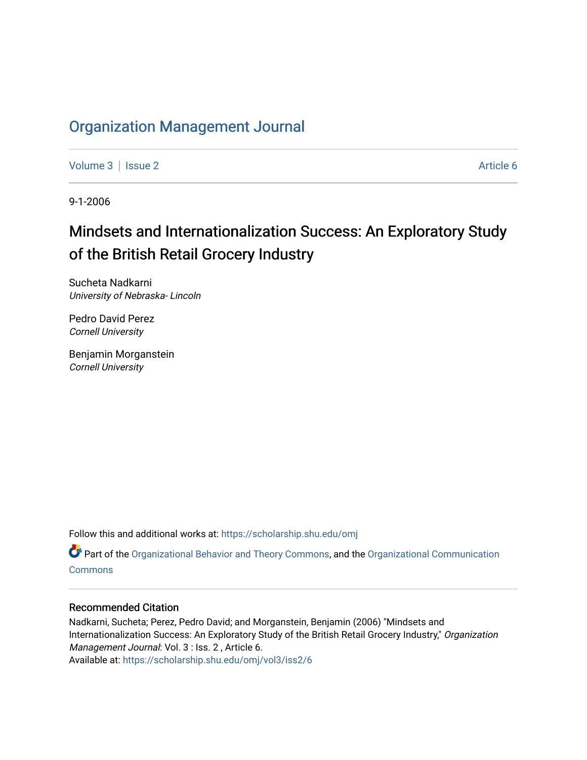# Organization Management Journal

Volume 3 | Issue 2 Article 6

9-1-2006

## Mindsets and Internationalization Success: An Exploratory Study of the British Retail Grocery Industry

Sucheta Nadkarni
*University of Nebraska- Lincoln*

Pedro David Perez
*Cornell University*

Benjamin Morganstein
*Cornell University*

Follow this and additional works at: https://scholarship.shu.edu/omj

Part of the Organizational Behavior and Theory Commons, and the Organizational Communication Commons

### Recommended Citation

Nadkarni, Sucheta; Perez, Pedro David; and Morganstein, Benjamin (2006) "Mindsets and Internationalization Success: An Exploratory Study of the British Retail Grocery Industry," *Organization Management Journal*: Vol. 3 : Iss. 2 , Article 6.
Available at: https://scholarship.shu.edu/omj/vol3/iss2/6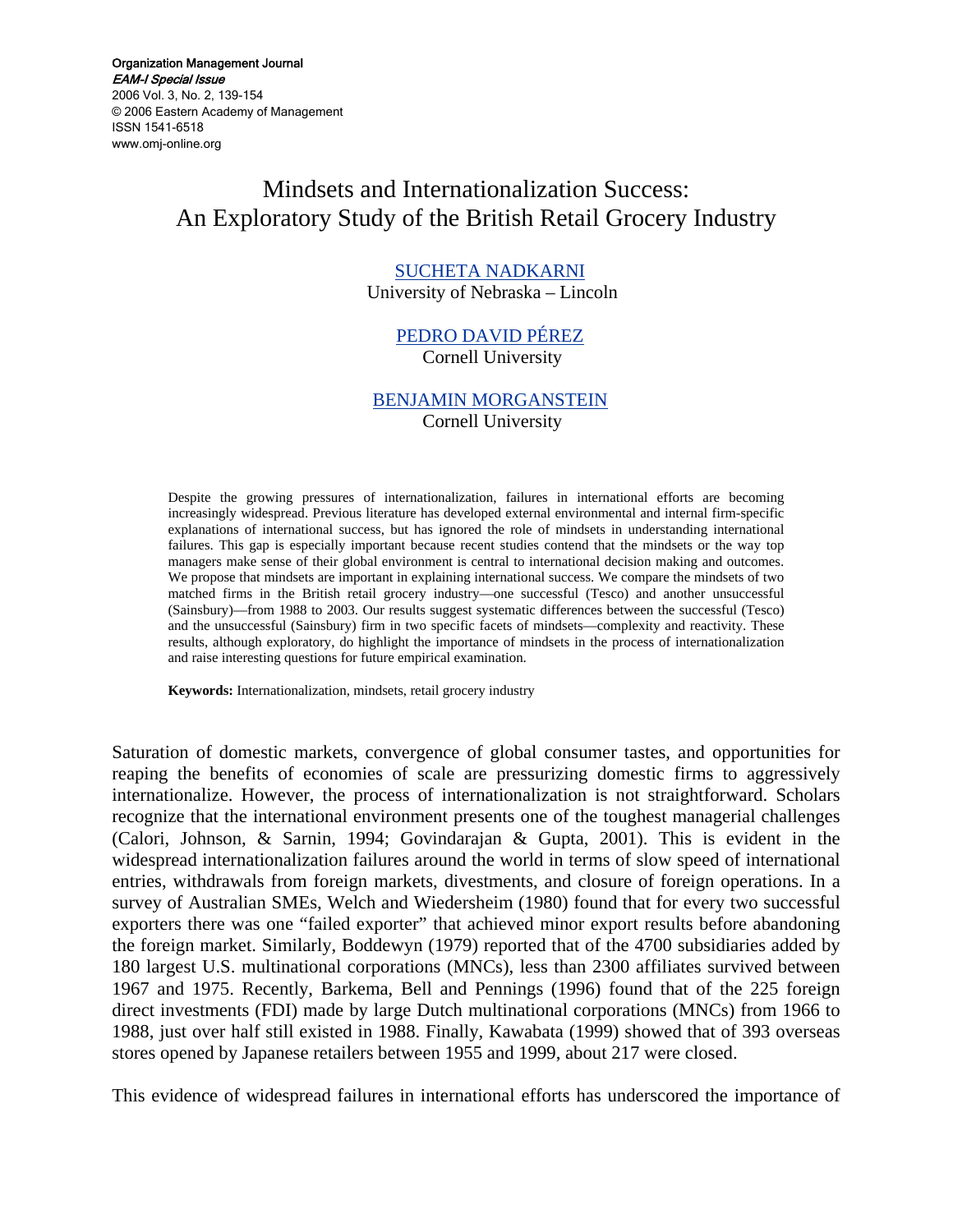# Mindsets and Internationalization Success: An Exploratory Study of the British Retail Grocery Industry

SUCHETA NADKARNI
University of Nebraska – Lincoln

PEDRO DAVID PÉREZ
Cornell University

BENJAMIN MORGANSTEIN
Cornell University

Despite the growing pressures of internationalization, failures in international efforts are becoming increasingly widespread. Previous literature has developed external environmental and internal firm-specific explanations of international success, but has ignored the role of mindsets in understanding international failures. This gap is especially important because recent studies contend that the mindsets or the way top managers make sense of their global environment is central to international decision making and outcomes. We propose that mindsets are important in explaining international success. We compare the mindsets of two matched firms in the British retail grocery industry—one successful (Tesco) and another unsuccessful (Sainsbury)—from 1988 to 2003. Our results suggest systematic differences between the successful (Tesco) and the unsuccessful (Sainsbury) firm in two specific facets of mindsets—complexity and reactivity. These results, although exploratory, do highlight the importance of mindsets in the process of internationalization and raise interesting questions for future empirical examination.

**Keywords:** Internationalization, mindsets, retail grocery industry

Saturation of domestic markets, convergence of global consumer tastes, and opportunities for reaping the benefits of economies of scale are pressurizing domestic firms to aggressively internationalize. However, the process of internationalization is not straightforward. Scholars recognize that the international environment presents one of the toughest managerial challenges (Calori, Johnson, & Sarnin, 1994; Govindarajan & Gupta, 2001). This is evident in the widespread internationalization failures around the world in terms of slow speed of international entries, withdrawals from foreign markets, divestments, and closure of foreign operations. In a survey of Australian SMEs, Welch and Wiedersheim (1980) found that for every two successful exporters there was one "failed exporter" that achieved minor export results before abandoning the foreign market. Similarly, Boddewyn (1979) reported that of the 4700 subsidiaries added by 180 largest U.S. multinational corporations (MNCs), less than 2300 affiliates survived between 1967 and 1975. Recently, Barkema, Bell and Pennings (1996) found that of the 225 foreign direct investments (FDI) made by large Dutch multinational corporations (MNCs) from 1966 to 1988, just over half still existed in 1988. Finally, Kawabata (1999) showed that of 393 overseas stores opened by Japanese retailers between 1955 and 1999, about 217 were closed.

This evidence of widespread failures in international efforts has underscored the importance of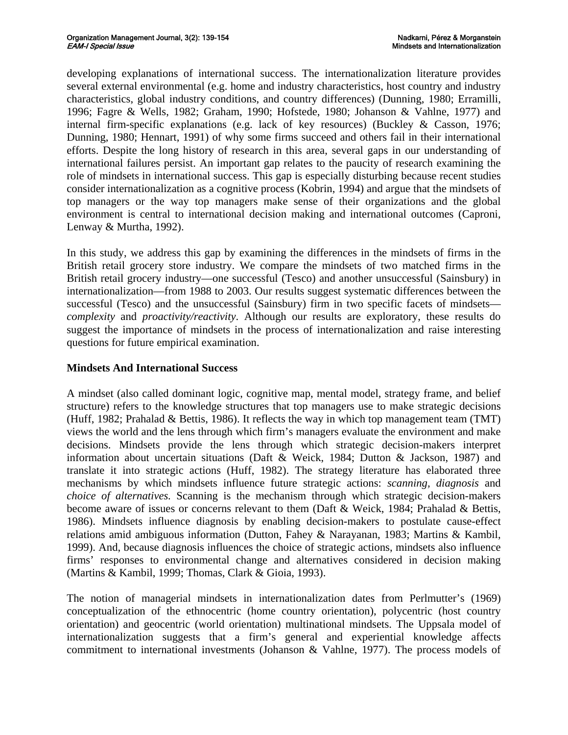developing explanations of international success. The internationalization literature provides several external environmental (e.g. home and industry characteristics, host country and industry characteristics, global industry conditions, and country differences) (Dunning, 1980; Erramilli, 1996; Fagre & Wells, 1982; Graham, 1990; Hofstede, 1980; Johanson & Vahlne, 1977) and internal firm-specific explanations (e.g. lack of key resources) (Buckley & Casson, 1976; Dunning, 1980; Hennart, 1991) of why some firms succeed and others fail in their international efforts. Despite the long history of research in this area, several gaps in our understanding of international failures persist. An important gap relates to the paucity of research examining the role of mindsets in international success. This gap is especially disturbing because recent studies consider internationalization as a cognitive process (Kobrin, 1994) and argue that the mindsets of top managers or the way top managers make sense of their organizations and the global environment is central to international decision making and international outcomes (Caproni, Lenway & Murtha, 1992).

In this study, we address this gap by examining the differences in the mindsets of firms in the British retail grocery store industry. We compare the mindsets of two matched firms in the British retail grocery industry—one successful (Tesco) and another unsuccessful (Sainsbury) in internationalization—from 1988 to 2003. Our results suggest systematic differences between the successful (Tesco) and the unsuccessful (Sainsbury) firm in two specific facets of mindsets—*complexity* and *proactivity/reactivity*. Although our results are exploratory, these results do suggest the importance of mindsets in the process of internationalization and raise interesting questions for future empirical examination.

## Mindsets And International Success

A mindset (also called dominant logic, cognitive map, mental model, strategy frame, and belief structure) refers to the knowledge structures that top managers use to make strategic decisions (Huff, 1982; Prahalad & Bettis, 1986). It reflects the way in which top management team (TMT) views the world and the lens through which firm's managers evaluate the environment and make decisions. Mindsets provide the lens through which strategic decision-makers interpret information about uncertain situations (Daft & Weick, 1984; Dutton & Jackson, 1987) and translate it into strategic actions (Huff, 1982). The strategy literature has elaborated three mechanisms by which mindsets influence future strategic actions: *scanning*, *diagnosis* and *choice of alternatives.* Scanning is the mechanism through which strategic decision-makers become aware of issues or concerns relevant to them (Daft & Weick, 1984; Prahalad & Bettis, 1986). Mindsets influence diagnosis by enabling decision-makers to postulate cause-effect relations amid ambiguous information (Dutton, Fahey & Narayanan, 1983; Martins & Kambil, 1999). And, because diagnosis influences the choice of strategic actions, mindsets also influence firms' responses to environmental change and alternatives considered in decision making (Martins & Kambil, 1999; Thomas, Clark & Gioia, 1993).

The notion of managerial mindsets in internationalization dates from Perlmutter's (1969) conceptualization of the ethnocentric (home country orientation), polycentric (host country orientation) and geocentric (world orientation) multinational mindsets. The Uppsala model of internationalization suggests that a firm's general and experiential knowledge affects commitment to international investments (Johanson & Vahlne, 1977). The process models of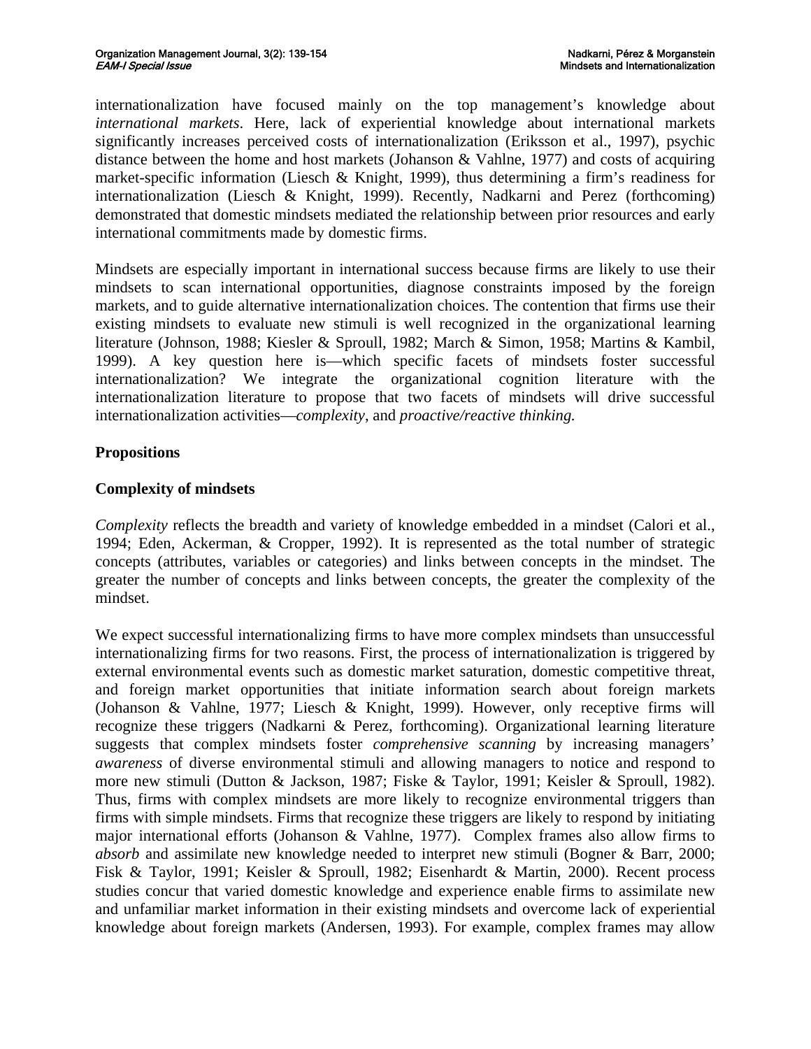internationalization have focused mainly on the top management's knowledge about *international markets*. Here, lack of experiential knowledge about international markets significantly increases perceived costs of internationalization (Eriksson et al., 1997), psychic distance between the home and host markets (Johanson & Vahlne, 1977) and costs of acquiring market-specific information (Liesch & Knight, 1999), thus determining a firm's readiness for internationalization (Liesch & Knight, 1999). Recently, Nadkarni and Perez (forthcoming) demonstrated that domestic mindsets mediated the relationship between prior resources and early international commitments made by domestic firms.

Mindsets are especially important in international success because firms are likely to use their mindsets to scan international opportunities, diagnose constraints imposed by the foreign markets, and to guide alternative internationalization choices. The contention that firms use their existing mindsets to evaluate new stimuli is well recognized in the organizational learning literature (Johnson, 1988; Kiesler & Sproull, 1982; March & Simon, 1958; Martins & Kambil, 1999). A key question here is—which specific facets of mindsets foster successful internationalization? We integrate the organizational cognition literature with the internationalization literature to propose that two facets of mindsets will drive successful internationalization activities—*complexity*, and *proactive/reactive thinking.*

**Propositions**

**Complexity of mindsets**

*Complexity* reflects the breadth and variety of knowledge embedded in a mindset (Calori et al., 1994; Eden, Ackerman, & Cropper, 1992). It is represented as the total number of strategic concepts (attributes, variables or categories) and links between concepts in the mindset. The greater the number of concepts and links between concepts, the greater the complexity of the mindset.

We expect successful internationalizing firms to have more complex mindsets than unsuccessful internationalizing firms for two reasons. First, the process of internationalization is triggered by external environmental events such as domestic market saturation, domestic competitive threat, and foreign market opportunities that initiate information search about foreign markets (Johanson & Vahlne, 1977; Liesch & Knight, 1999). However, only receptive firms will recognize these triggers (Nadkarni & Perez, forthcoming). Organizational learning literature suggests that complex mindsets foster *comprehensive scanning* by increasing managers' *awareness* of diverse environmental stimuli and allowing managers to notice and respond to more new stimuli (Dutton & Jackson, 1987; Fiske & Taylor, 1991; Keisler & Sproull, 1982). Thus, firms with complex mindsets are more likely to recognize environmental triggers than firms with simple mindsets. Firms that recognize these triggers are likely to respond by initiating major international efforts (Johanson & Vahlne, 1977). Complex frames also allow firms to *absorb* and assimilate new knowledge needed to interpret new stimuli (Bogner & Barr, 2000; Fisk & Taylor, 1991; Keisler & Sproull, 1982; Eisenhardt & Martin, 2000). Recent process studies concur that varied domestic knowledge and experience enable firms to assimilate new and unfamiliar market information in their existing mindsets and overcome lack of experiential knowledge about foreign markets (Andersen, 1993). For example, complex frames may allow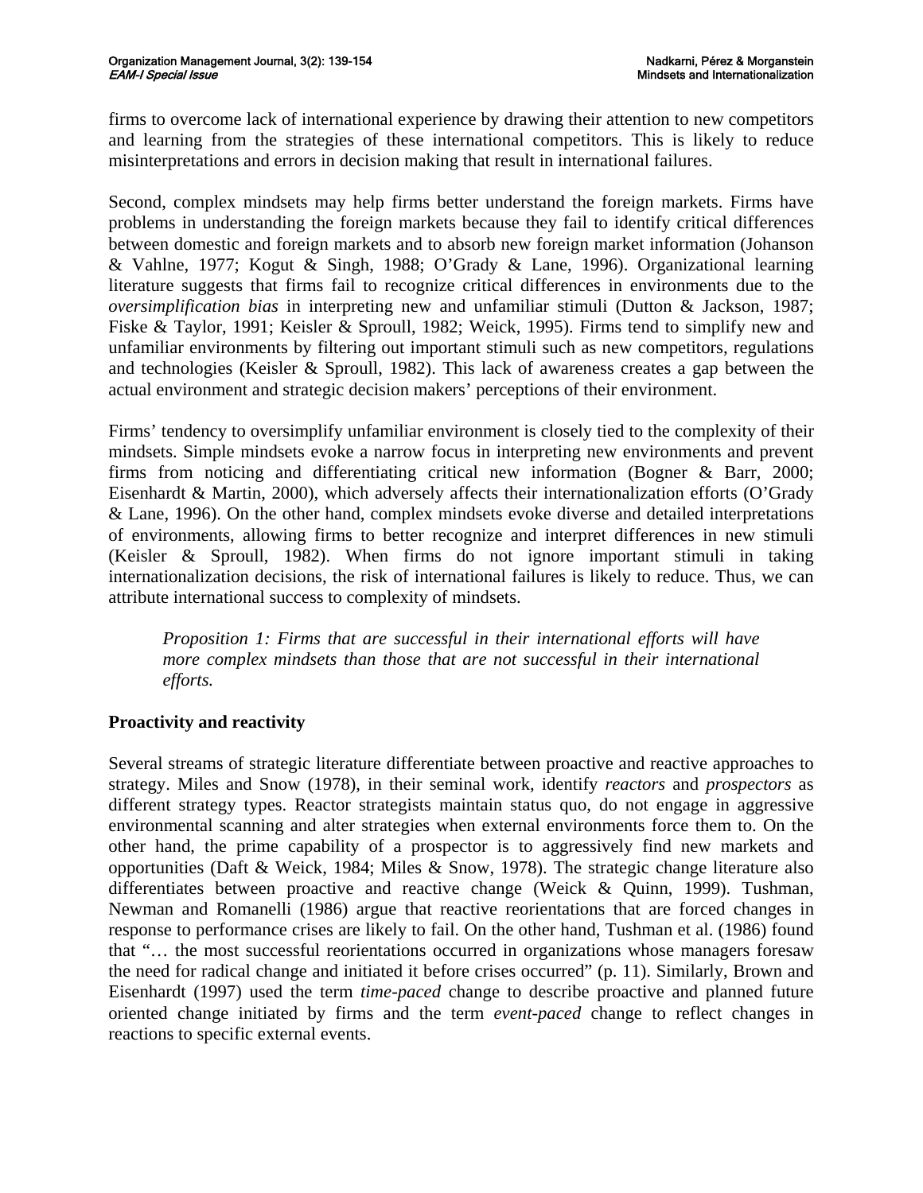firms to overcome lack of international experience by drawing their attention to new competitors and learning from the strategies of these international competitors. This is likely to reduce misinterpretations and errors in decision making that result in international failures.

Second, complex mindsets may help firms better understand the foreign markets. Firms have problems in understanding the foreign markets because they fail to identify critical differences between domestic and foreign markets and to absorb new foreign market information (Johanson & Vahlne, 1977; Kogut & Singh, 1988; O'Grady & Lane, 1996). Organizational learning literature suggests that firms fail to recognize critical differences in environments due to the *oversimplification bias* in interpreting new and unfamiliar stimuli (Dutton & Jackson, 1987; Fiske & Taylor, 1991; Keisler & Sproull, 1982; Weick, 1995). Firms tend to simplify new and unfamiliar environments by filtering out important stimuli such as new competitors, regulations and technologies (Keisler & Sproull, 1982). This lack of awareness creates a gap between the actual environment and strategic decision makers' perceptions of their environment.

Firms' tendency to oversimplify unfamiliar environment is closely tied to the complexity of their mindsets. Simple mindsets evoke a narrow focus in interpreting new environments and prevent firms from noticing and differentiating critical new information (Bogner & Barr, 2000; Eisenhardt & Martin, 2000), which adversely affects their internationalization efforts (O'Grady & Lane, 1996). On the other hand, complex mindsets evoke diverse and detailed interpretations of environments, allowing firms to better recognize and interpret differences in new stimuli (Keisler & Sproull, 1982). When firms do not ignore important stimuli in taking internationalization decisions, the risk of international failures is likely to reduce. Thus, we can attribute international success to complexity of mindsets.

> *Proposition 1: Firms that are successful in their international efforts will have more complex mindsets than those that are not successful in their international efforts.*

## Proactivity and reactivity

Several streams of strategic literature differentiate between proactive and reactive approaches to strategy. Miles and Snow (1978), in their seminal work, identify *reactors* and *prospectors* as different strategy types. Reactor strategists maintain status quo, do not engage in aggressive environmental scanning and alter strategies when external environments force them to. On the other hand, the prime capability of a prospector is to aggressively find new markets and opportunities (Daft & Weick, 1984; Miles & Snow, 1978). The strategic change literature also differentiates between proactive and reactive change (Weick & Quinn, 1999). Tushman, Newman and Romanelli (1986) argue that reactive reorientations that are forced changes in response to performance crises are likely to fail. On the other hand, Tushman et al. (1986) found that "… the most successful reorientations occurred in organizations whose managers foresaw the need for radical change and initiated it before crises occurred" (p. 11). Similarly, Brown and Eisenhardt (1997) used the term *time-paced* change to describe proactive and planned future oriented change initiated by firms and the term *event-paced* change to reflect changes in reactions to specific external events.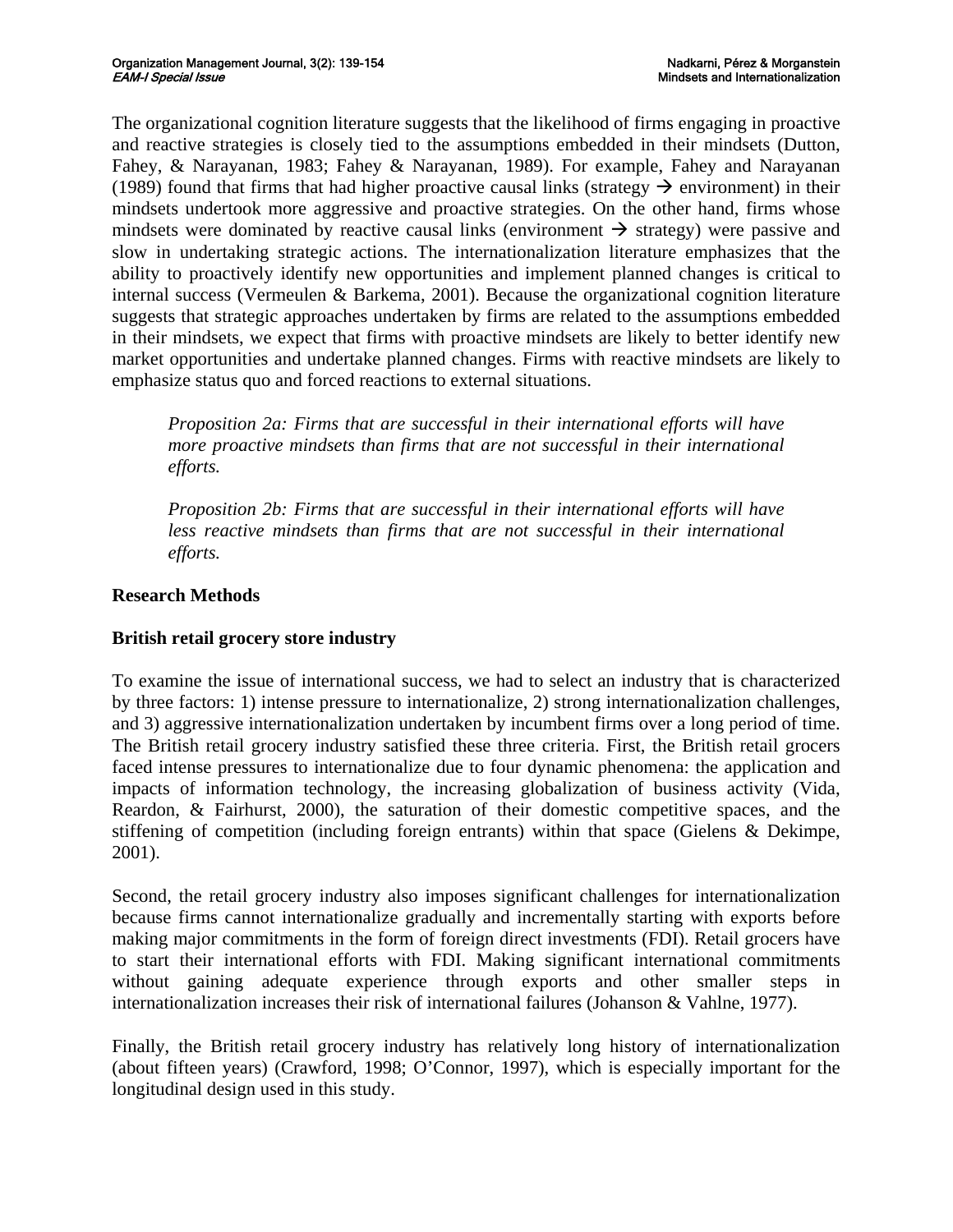The organizational cognition literature suggests that the likelihood of firms engaging in proactive and reactive strategies is closely tied to the assumptions embedded in their mindsets (Dutton, Fahey, & Narayanan, 1983; Fahey & Narayanan, 1989). For example, Fahey and Narayanan (1989) found that firms that had higher proactive causal links (strategy → environment) in their mindsets undertook more aggressive and proactive strategies. On the other hand, firms whose mindsets were dominated by reactive causal links (environment → strategy) were passive and slow in undertaking strategic actions. The internationalization literature emphasizes that the ability to proactively identify new opportunities and implement planned changes is critical to internal success (Vermeulen & Barkema, 2001). Because the organizational cognition literature suggests that strategic approaches undertaken by firms are related to the assumptions embedded in their mindsets, we expect that firms with proactive mindsets are likely to better identify new market opportunities and undertake planned changes. Firms with reactive mindsets are likely to emphasize status quo and forced reactions to external situations.

*Proposition 2a: Firms that are successful in their international efforts will have more proactive mindsets than firms that are not successful in their international efforts.*

*Proposition 2b: Firms that are successful in their international efforts will have less reactive mindsets than firms that are not successful in their international efforts.*

## Research Methods

### British retail grocery store industry

To examine the issue of international success, we had to select an industry that is characterized by three factors: 1) intense pressure to internationalize, 2) strong internationalization challenges, and 3) aggressive internationalization undertaken by incumbent firms over a long period of time. The British retail grocery industry satisfied these three criteria. First, the British retail grocers faced intense pressures to internationalize due to four dynamic phenomena: the application and impacts of information technology, the increasing globalization of business activity (Vida, Reardon, & Fairhurst, 2000), the saturation of their domestic competitive spaces, and the stiffening of competition (including foreign entrants) within that space (Gielens & Dekimpe, 2001).

Second, the retail grocery industry also imposes significant challenges for internationalization because firms cannot internationalize gradually and incrementally starting with exports before making major commitments in the form of foreign direct investments (FDI). Retail grocers have to start their international efforts with FDI. Making significant international commitments without gaining adequate experience through exports and other smaller steps in internationalization increases their risk of international failures (Johanson & Vahlne, 1977).

Finally, the British retail grocery industry has relatively long history of internationalization (about fifteen years) (Crawford, 1998; O'Connor, 1997), which is especially important for the longitudinal design used in this study.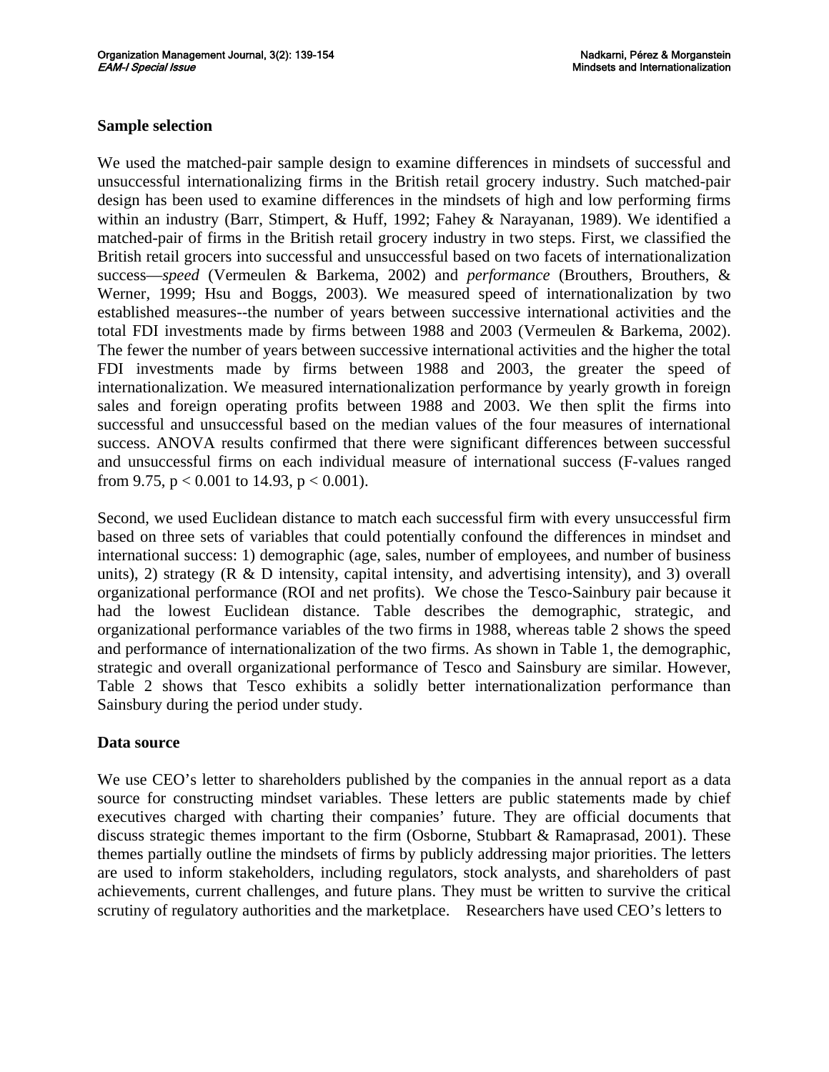### Sample selection

We used the matched-pair sample design to examine differences in mindsets of successful and unsuccessful internationalizing firms in the British retail grocery industry. Such matched-pair design has been used to examine differences in the mindsets of high and low performing firms within an industry (Barr, Stimpert, & Huff, 1992; Fahey & Narayanan, 1989). We identified a matched-pair of firms in the British retail grocery industry in two steps. First, we classified the British retail grocers into successful and unsuccessful based on two facets of internationalization success—*speed* (Vermeulen & Barkema, 2002) and *performance* (Brouthers, Brouthers, & Werner, 1999; Hsu and Boggs, 2003). We measured speed of internationalization by two established measures--the number of years between successive international activities and the total FDI investments made by firms between 1988 and 2003 (Vermeulen & Barkema, 2002). The fewer the number of years between successive international activities and the higher the total FDI investments made by firms between 1988 and 2003, the greater the speed of internationalization. We measured internationalization performance by yearly growth in foreign sales and foreign operating profits between 1988 and 2003. We then split the firms into successful and unsuccessful based on the median values of the four measures of international success. ANOVA results confirmed that there were significant differences between successful and unsuccessful firms on each individual measure of international success (F-values ranged from 9.75, $p < 0.001$ to 14.93, $p < 0.001$).

Second, we used Euclidean distance to match each successful firm with every unsuccessful firm based on three sets of variables that could potentially confound the differences in mindset and international success: 1) demographic (age, sales, number of employees, and number of business units), 2) strategy (R & D intensity, capital intensity, and advertising intensity), and 3) overall organizational performance (ROI and net profits). We chose the Tesco-Sainbury pair because it had the lowest Euclidean distance. Table describes the demographic, strategic, and organizational performance variables of the two firms in 1988, whereas table 2 shows the speed and performance of internationalization of the two firms. As shown in Table 1, the demographic, strategic and overall organizational performance of Tesco and Sainsbury are similar. However, Table 2 shows that Tesco exhibits a solidly better internationalization performance than Sainsbury during the period under study.

### Data source

We use CEO's letter to shareholders published by the companies in the annual report as a data source for constructing mindset variables. These letters are public statements made by chief executives charged with charting their companies' future. They are official documents that discuss strategic themes important to the firm (Osborne, Stubbart & Ramaprasad, 2001). These themes partially outline the mindsets of firms by publicly addressing major priorities. The letters are used to inform stakeholders, including regulators, stock analysts, and shareholders of past achievements, current challenges, and future plans. They must be written to survive the critical scrutiny of regulatory authorities and the marketplace. Researchers have used CEO's letters to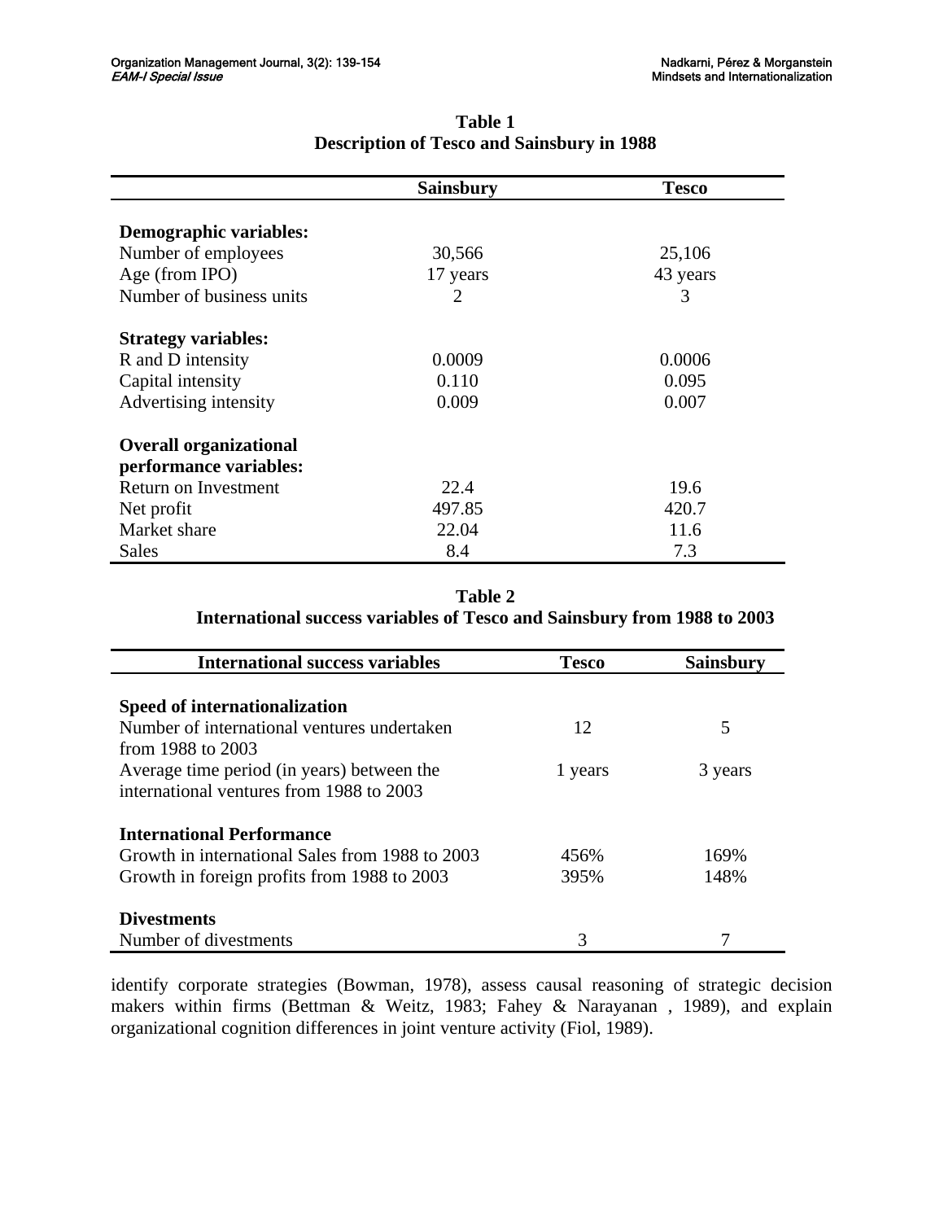**Table 1**
**Description of Tesco and Sainsbury in 1988**

| | Sainsbury | Tesco |
|---|---|---|
| **Demographic variables:** | | |
| Number of employees | 30,566 | 25,106 |
| Age (from IPO) | 17 years | 43 years |
| Number of business units | 2 | 3 |
| **Strategy variables:** | | |
| R and D intensity | 0.0009 | 0.0006 |
| Capital intensity | 0.110 | 0.095 |
| Advertising intensity | 0.009 | 0.007 |
| **Overall organizational performance variables:** | | |
| Return on Investment | 22.4 | 19.6 |
| Net profit | 497.85 | 420.7 |
| Market share | 22.04 | 11.6 |
| Sales | 8.4 | 7.3 |

**Table 2**
**International success variables of Tesco and Sainsbury from 1988 to 2003**

| International success variables | Tesco | Sainsbury |
|---|---|---|
| **Speed of internationalization** | | |
| Number of international ventures undertaken from 1988 to 2003 | 12 | 5 |
| Average time period (in years) between the international ventures from 1988 to 2003 | 1 years | 3 years |
| **International Performance** | | |
| Growth in international Sales from 1988 to 2003 | 456% | 169% |
| Growth in foreign profits from 1988 to 2003 | 395% | 148% |
| **Divestments** | | |
| Number of divestments | 3 | 7 |

identify corporate strategies (Bowman, 1978), assess causal reasoning of strategic decision makers within firms (Bettman & Weitz, 1983; Fahey & Narayanan , 1989), and explain organizational cognition differences in joint venture activity (Fiol, 1989).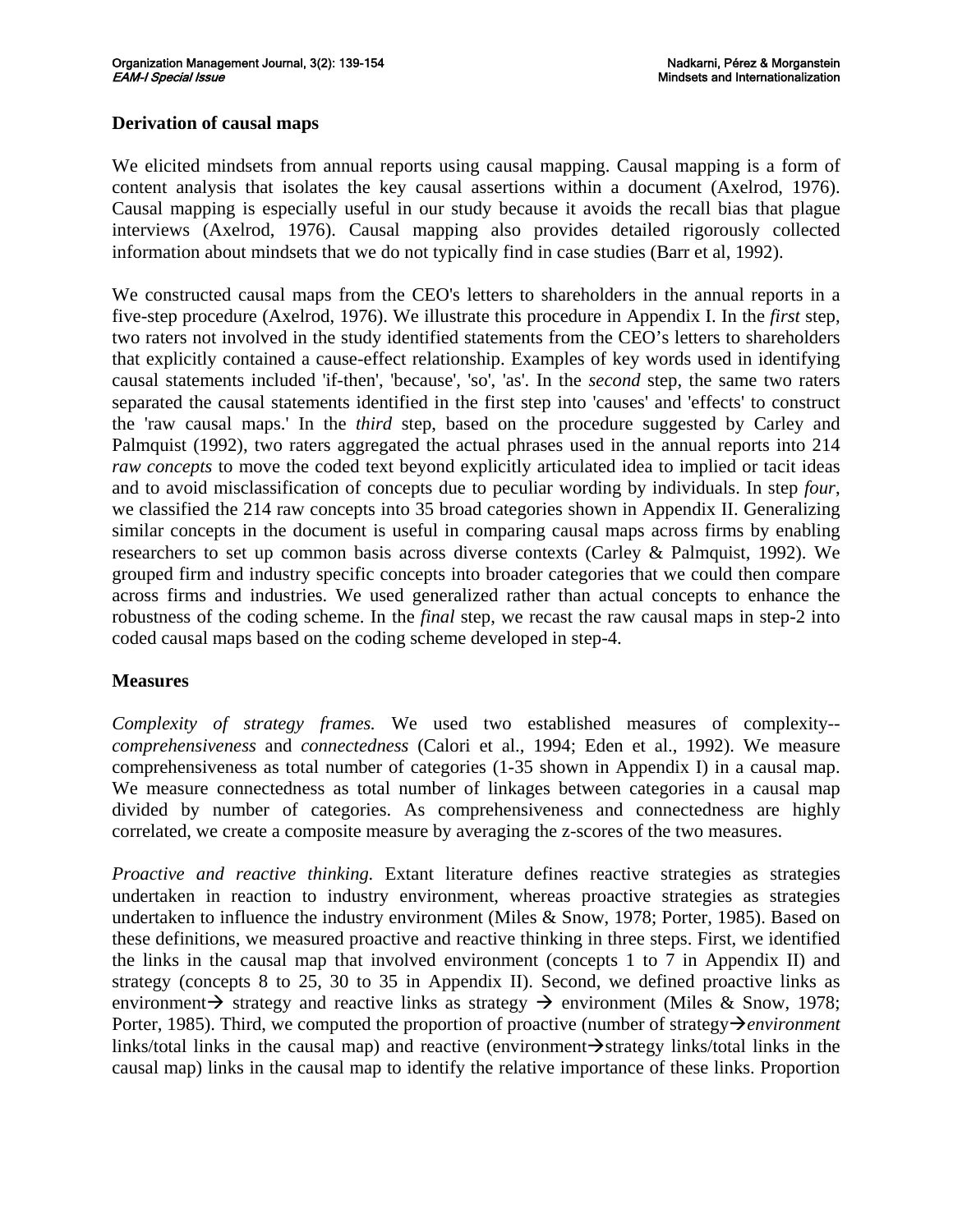### Derivation of causal maps

We elicited mindsets from annual reports using causal mapping. Causal mapping is a form of content analysis that isolates the key causal assertions within a document (Axelrod, 1976). Causal mapping is especially useful in our study because it avoids the recall bias that plague interviews (Axelrod, 1976). Causal mapping also provides detailed rigorously collected information about mindsets that we do not typically find in case studies (Barr et al, 1992).

We constructed causal maps from the CEO's letters to shareholders in the annual reports in a five-step procedure (Axelrod, 1976). We illustrate this procedure in Appendix I. In the *first* step, two raters not involved in the study identified statements from the CEO's letters to shareholders that explicitly contained a cause-effect relationship. Examples of key words used in identifying causal statements included 'if-then', 'because', 'so', 'as'. In the *second* step, the same two raters separated the causal statements identified in the first step into 'causes' and 'effects' to construct the 'raw causal maps.' In the *third* step, based on the procedure suggested by Carley and Palmquist (1992), two raters aggregated the actual phrases used in the annual reports into 214 *raw concepts* to move the coded text beyond explicitly articulated idea to implied or tacit ideas and to avoid misclassification of concepts due to peculiar wording by individuals. In step *four*, we classified the 214 raw concepts into 35 broad categories shown in Appendix II. Generalizing similar concepts in the document is useful in comparing causal maps across firms by enabling researchers to set up common basis across diverse contexts (Carley & Palmquist, 1992). We grouped firm and industry specific concepts into broader categories that we could then compare across firms and industries. We used generalized rather than actual concepts to enhance the robustness of the coding scheme. In the *final* step, we recast the raw causal maps in step-2 into coded causal maps based on the coding scheme developed in step-4.

### Measures

*Complexity of strategy frames.* We used two established measures of complexity-- *comprehensiveness* and *connectedness* (Calori et al., 1994; Eden et al., 1992). We measure comprehensiveness as total number of categories (1-35 shown in Appendix I) in a causal map. We measure connectedness as total number of linkages between categories in a causal map divided by number of categories. As comprehensiveness and connectedness are highly correlated, we create a composite measure by averaging the z-scores of the two measures.

*Proactive and reactive thinking.* Extant literature defines reactive strategies as strategies undertaken in reaction to industry environment, whereas proactive strategies as strategies undertaken to influence the industry environment (Miles & Snow, 1978; Porter, 1985). Based on these definitions, we measured proactive and reactive thinking in three steps. First, we identified the links in the causal map that involved environment (concepts 1 to 7 in Appendix II) and strategy (concepts 8 to 25, 30 to 35 in Appendix II). Second, we defined proactive links as environment→ strategy and reactive links as strategy → environment (Miles & Snow, 1978; Porter, 1985). Third, we computed the proportion of proactive (number of strategy→*environment* links/total links in the causal map) and reactive (environment→strategy links/total links in the causal map) links in the causal map to identify the relative importance of these links. Proportion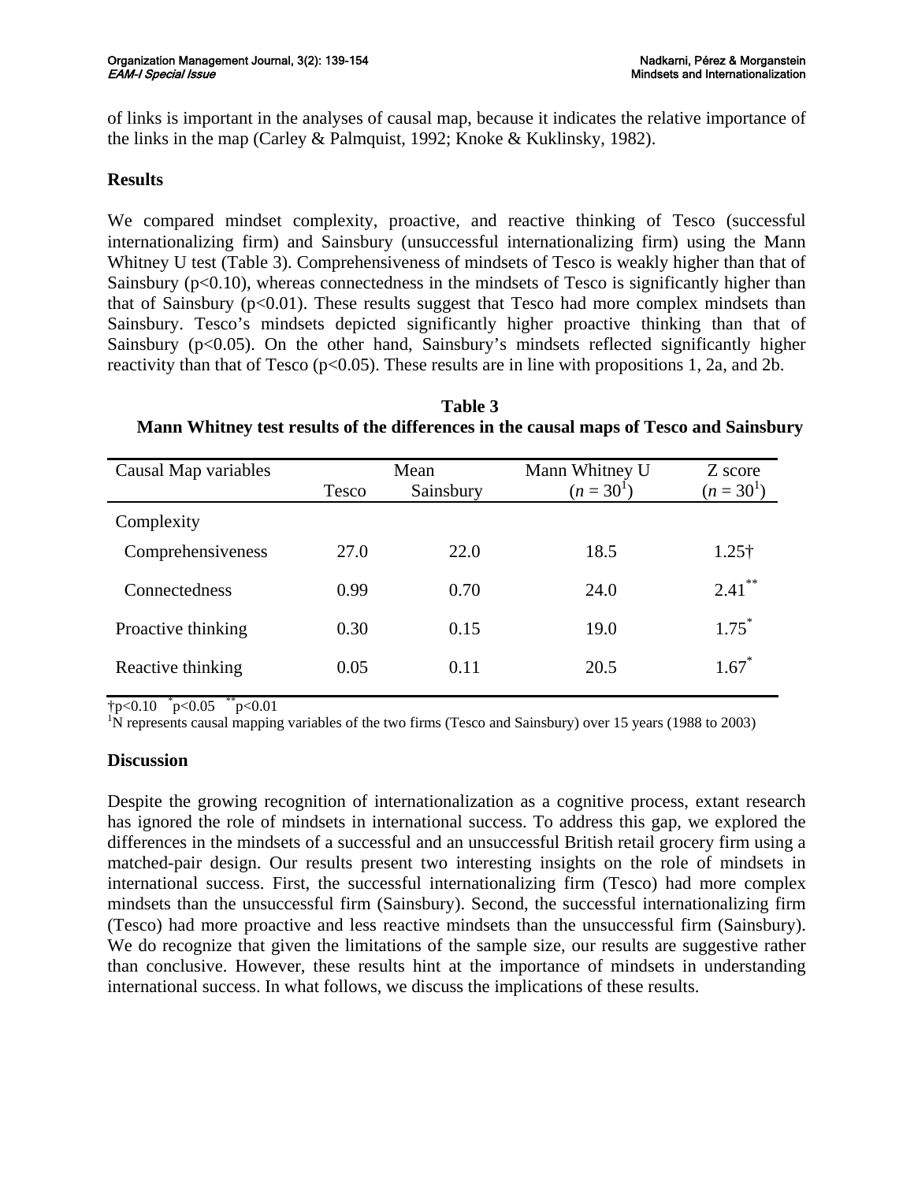of links is important in the analyses of causal map, because it indicates the relative importance of the links in the map (Carley & Palmquist, 1992; Knoke & Kuklinsky, 1982).

## Results

We compared mindset complexity, proactive, and reactive thinking of Tesco (successful internationalizing firm) and Sainsbury (unsuccessful internationalizing firm) using the Mann Whitney U test (Table 3). Comprehensiveness of mindsets of Tesco is weakly higher than that of Sainsbury ($p<0.10$), whereas connectedness in the mindsets of Tesco is significantly higher than that of Sainsbury ($p<0.01$). These results suggest that Tesco had more complex mindsets than Sainsbury. Tesco's mindsets depicted significantly higher proactive thinking than that of Sainsbury ($p<0.05$). On the other hand, Sainsbury's mindsets reflected significantly higher reactivity than that of Tesco ($p<0.05$). These results are in line with propositions 1, 2a, and 2b.

**Table 3**
**Mann Whitney test results of the differences in the causal maps of Tesco and Sainsbury**

| Causal Map variables | Mean | | Mann Whitney U | Z score |
|---|---|---|---|---|
| | Tesco | Sainsbury | ($n = 30$[1]) | ($n = 30$[1]) |
| Complexity | | | | |
| Comprehensiveness | 27.0 | 22.0 | 18.5 | 1.25† |
| Connectedness | 0.99 | 0.70 | 24.0 | 2.41** |
| Proactive thinking | 0.30 | 0.15 | 19.0 | 1.75* |
| Reactive thinking | 0.05 | 0.11 | 20.5 | 1.67* |

†$p<0.10$ *$p<0.05$ **$p<0.01$

[1]N represents causal mapping variables of the two firms (Tesco and Sainsbury) over 15 years (1988 to 2003)

## Discussion

Despite the growing recognition of internationalization as a cognitive process, extant research has ignored the role of mindsets in international success. To address this gap, we explored the differences in the mindsets of a successful and an unsuccessful British retail grocery firm using a matched-pair design. Our results present two interesting insights on the role of mindsets in international success. First, the successful internationalizing firm (Tesco) had more complex mindsets than the unsuccessful firm (Sainsbury). Second, the successful internationalizing firm (Tesco) had more proactive and less reactive mindsets than the unsuccessful firm (Sainsbury). We do recognize that given the limitations of the sample size, our results are suggestive rather than conclusive. However, these results hint at the importance of mindsets in understanding international success. In what follows, we discuss the implications of these results.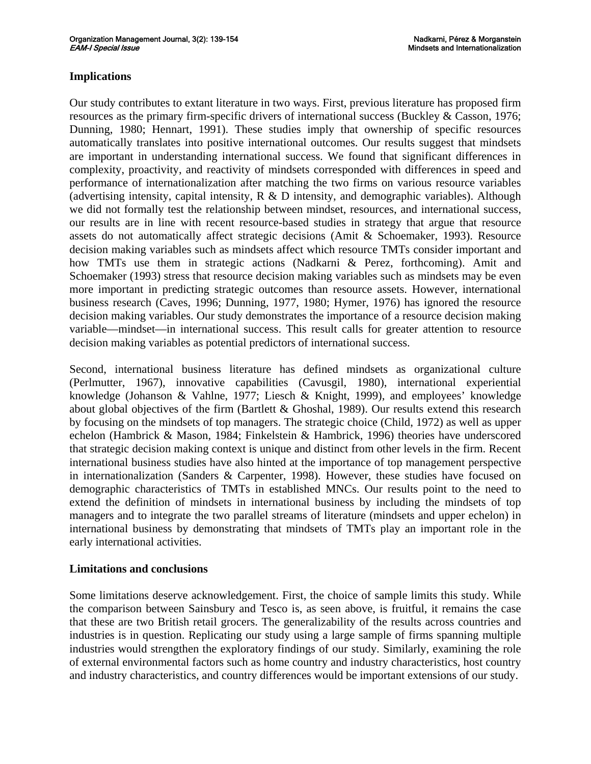## Implications

Our study contributes to extant literature in two ways. First, previous literature has proposed firm resources as the primary firm-specific drivers of international success (Buckley & Casson, 1976; Dunning, 1980; Hennart, 1991). These studies imply that ownership of specific resources automatically translates into positive international outcomes. Our results suggest that mindsets are important in understanding international success. We found that significant differences in complexity, proactivity, and reactivity of mindsets corresponded with differences in speed and performance of internationalization after matching the two firms on various resource variables (advertising intensity, capital intensity, R & D intensity, and demographic variables). Although we did not formally test the relationship between mindset, resources, and international success, our results are in line with recent resource-based studies in strategy that argue that resource assets do not automatically affect strategic decisions (Amit & Schoemaker, 1993). Resource decision making variables such as mindsets affect which resource TMTs consider important and how TMTs use them in strategic actions (Nadkarni & Perez, forthcoming). Amit and Schoemaker (1993) stress that resource decision making variables such as mindsets may be even more important in predicting strategic outcomes than resource assets. However, international business research (Caves, 1996; Dunning, 1977, 1980; Hymer, 1976) has ignored the resource decision making variables. Our study demonstrates the importance of a resource decision making variable—mindset—in international success. This result calls for greater attention to resource decision making variables as potential predictors of international success.

Second, international business literature has defined mindsets as organizational culture (Perlmutter, 1967), innovative capabilities (Cavusgil, 1980), international experiential knowledge (Johanson & Vahlne, 1977; Liesch & Knight, 1999), and employees' knowledge about global objectives of the firm (Bartlett & Ghoshal, 1989). Our results extend this research by focusing on the mindsets of top managers. The strategic choice (Child, 1972) as well as upper echelon (Hambrick & Mason, 1984; Finkelstein & Hambrick, 1996) theories have underscored that strategic decision making context is unique and distinct from other levels in the firm. Recent international business studies have also hinted at the importance of top management perspective in internationalization (Sanders & Carpenter, 1998). However, these studies have focused on demographic characteristics of TMTs in established MNCs. Our results point to the need to extend the definition of mindsets in international business by including the mindsets of top managers and to integrate the two parallel streams of literature (mindsets and upper echelon) in international business by demonstrating that mindsets of TMTs play an important role in the early international activities.

## Limitations and conclusions

Some limitations deserve acknowledgement. First, the choice of sample limits this study. While the comparison between Sainsbury and Tesco is, as seen above, is fruitful, it remains the case that these are two British retail grocers. The generalizability of the results across countries and industries is in question. Replicating our study using a large sample of firms spanning multiple industries would strengthen the exploratory findings of our study. Similarly, examining the role of external environmental factors such as home country and industry characteristics, host country and industry characteristics, and country differences would be important extensions of our study.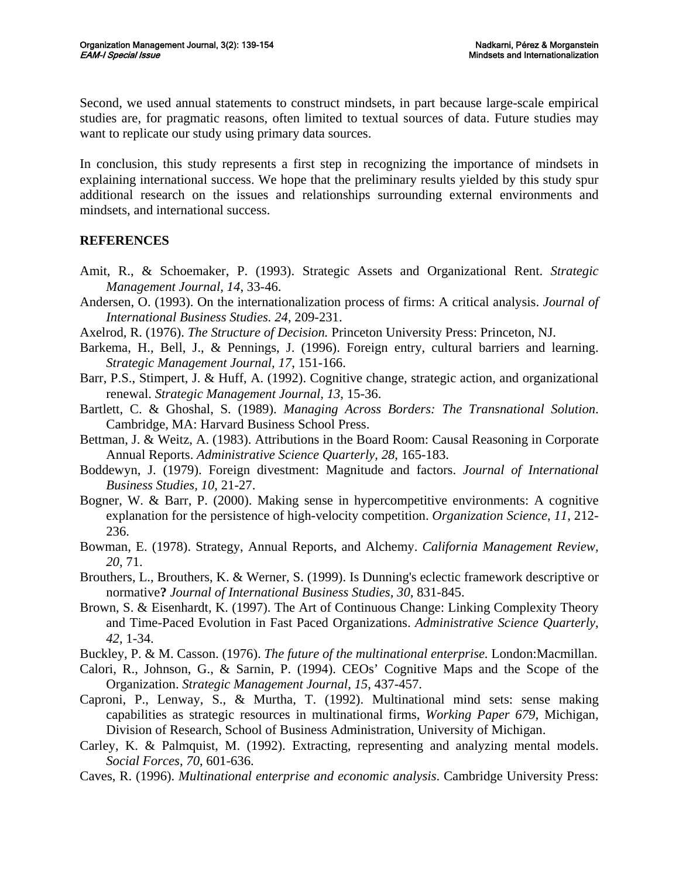Second, we used annual statements to construct mindsets, in part because large-scale empirical studies are, for pragmatic reasons, often limited to textual sources of data. Future studies may want to replicate our study using primary data sources.

In conclusion, this study represents a first step in recognizing the importance of mindsets in explaining international success. We hope that the preliminary results yielded by this study spur additional research on the issues and relationships surrounding external environments and mindsets, and international success.

## REFERENCES

Amit, R., & Schoemaker, P. (1993). Strategic Assets and Organizational Rent. *Strategic Management Journal, 14*, 33-46.

Andersen, O. (1993). On the internationalization process of firms: A critical analysis. *Journal of International Business Studies. 24*, 209-231.

Axelrod, R. (1976). *The Structure of Decision.* Princeton University Press: Princeton, NJ.

Barkema, H., Bell, J., & Pennings, J. (1996). Foreign entry, cultural barriers and learning. *Strategic Management Journal, 17*, 151-166.

Barr, P.S., Stimpert, J. & Huff, A. (1992). Cognitive change, strategic action, and organizational renewal. *Strategic Management Journal, 13*, 15-36.

Bartlett, C. & Ghoshal, S. (1989). *Managing Across Borders: The Transnational Solution*. Cambridge, MA: Harvard Business School Press.

Bettman, J. & Weitz, A. (1983). Attributions in the Board Room: Causal Reasoning in Corporate Annual Reports. *Administrative Science Quarterly, 28*, 165-183.

Boddewyn, J. (1979). Foreign divestment: Magnitude and factors. *Journal of International Business Studies, 10*, 21-27.

Bogner, W. & Barr, P. (2000). Making sense in hypercompetitive environments: A cognitive explanation for the persistence of high-velocity competition. *Organization Science*, *11*, 212-236.

Bowman, E. (1978). Strategy, Annual Reports, and Alchemy. *California Management Review, 20*, 71.

Brouthers, L., Brouthers, K. & Werner, S. (1999). Is Dunning's eclectic framework descriptive or normative**?** *Journal of International Business Studies, 30*, 831-845.

Brown, S. & Eisenhardt, K. (1997). The Art of Continuous Change: Linking Complexity Theory and Time-Paced Evolution in Fast Paced Organizations. *Administrative Science Quarterly*, *42*, 1-34.

Buckley, P. & M. Casson. (1976). *The future of the multinational enterprise*. London:Macmillan.

Calori, R., Johnson, G., & Sarnin, P. (1994). CEOs' Cognitive Maps and the Scope of the Organization. *Strategic Management Journal, 15*, 437-457.

Caproni, P., Lenway, S., & Murtha, T. (1992). Multinational mind sets: sense making capabilities as strategic resources in multinational firms, *Working Paper 679*, Michigan, Division of Research, School of Business Administration, University of Michigan.

Carley, K. & Palmquist, M. (1992). Extracting, representing and analyzing mental models. *Social Forces, 70*, 601-636.

Caves, R. (1996). *Multinational enterprise and economic analysis*. Cambridge University Press: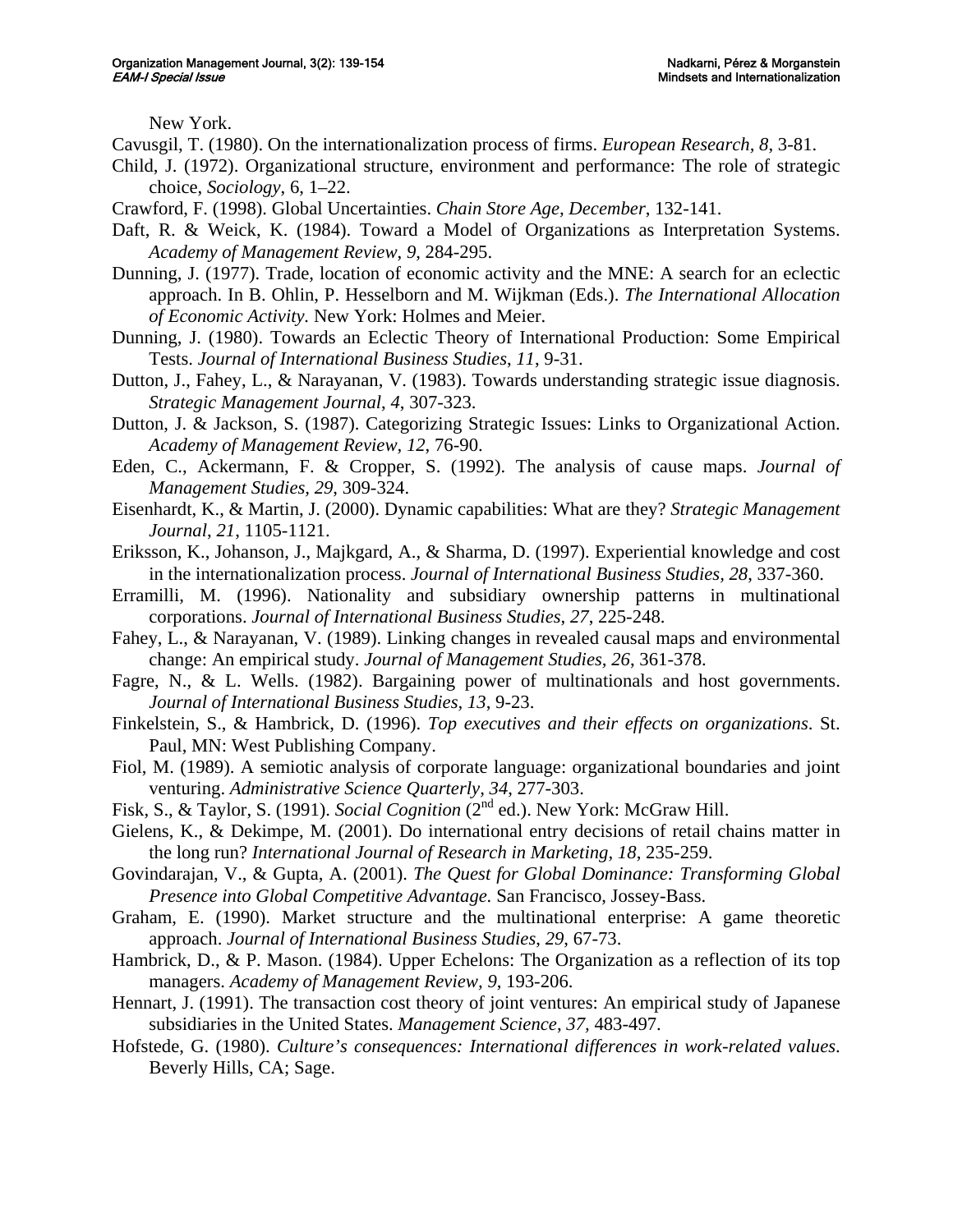New York.

Cavusgil, T. (1980). On the internationalization process of firms. *European Research, 8*, 3-81.

Child, J. (1972). Organizational structure, environment and performance: The role of strategic choice, *Sociology*, 6, 1–22.

Crawford, F. (1998). Global Uncertainties. *Chain Store Age, December*, 132-141.

Daft, R. & Weick, K. (1984). Toward a Model of Organizations as Interpretation Systems. *Academy of Management Review*, *9*, 284-295.

Dunning, J. (1977). Trade, location of economic activity and the MNE: A search for an eclectic approach. In B. Ohlin, P. Hesselborn and M. Wijkman (Eds.). *The International Allocation of Economic Activity*. New York: Holmes and Meier.

Dunning, J. (1980). Towards an Eclectic Theory of International Production: Some Empirical Tests. *Journal of International Business Studies*, *11*, 9-31.

Dutton, J., Fahey, L., & Narayanan, V. (1983). Towards understanding strategic issue diagnosis. *Strategic Management Journal*, *4*, 307-323.

Dutton, J. & Jackson, S. (1987). Categorizing Strategic Issues: Links to Organizational Action. *Academy of Management Review*, *12*, 76-90.

Eden, C., Ackermann, F. & Cropper, S. (1992). The analysis of cause maps. *Journal of Management Studies, 29*, 309-324.

Eisenhardt, K., & Martin, J. (2000). Dynamic capabilities: What are they? *Strategic Management Journal*, *21*, 1105-1121.

Eriksson, K., Johanson, J., Majkgard, A., & Sharma, D. (1997). Experiential knowledge and cost in the internationalization process. *Journal of International Business Studies, 28*, 337-360.

Erramilli, M. (1996). Nationality and subsidiary ownership patterns in multinational corporations. *Journal of International Business Studies*, *27*, 225-248.

Fahey, L., & Narayanan, V. (1989). Linking changes in revealed causal maps and environmental change: An empirical study. *Journal of Management Studies*, *26*, 361-378.

Fagre, N., & L. Wells. (1982). Bargaining power of multinationals and host governments. *Journal of International Business Studies*, *13*, 9-23.

Finkelstein, S., & Hambrick, D. (1996). *Top executives and their effects on organizations*. St. Paul, MN: West Publishing Company.

Fiol, M. (1989). A semiotic analysis of corporate language: organizational boundaries and joint venturing. *Administrative Science Quarterly, 34*, 277-303.

Fisk, S., & Taylor, S. (1991). *Social Cognition* (2nd ed.). New York: McGraw Hill.

Gielens, K., & Dekimpe, M. (2001). Do international entry decisions of retail chains matter in the long run? *International Journal of Research in Marketing, 18*, 235-259.

Govindarajan, V., & Gupta, A. (2001). *The Quest for Global Dominance: Transforming Global Presence into Global Competitive Advantage.* San Francisco, Jossey-Bass.

Graham, E. (1990). Market structure and the multinational enterprise: A game theoretic approach. *Journal of International Business Studies*, *29*, 67-73.

Hambrick, D., & P. Mason. (1984). Upper Echelons: The Organization as a reflection of its top managers. *Academy of Management Review, 9*, 193-206.

Hennart, J. (1991). The transaction cost theory of joint ventures: An empirical study of Japanese subsidiaries in the United States. *Management Science*, *37*, 483-497.

Hofstede, G. (1980). *Culture's consequences: International differences in work-related values*. Beverly Hills, CA; Sage.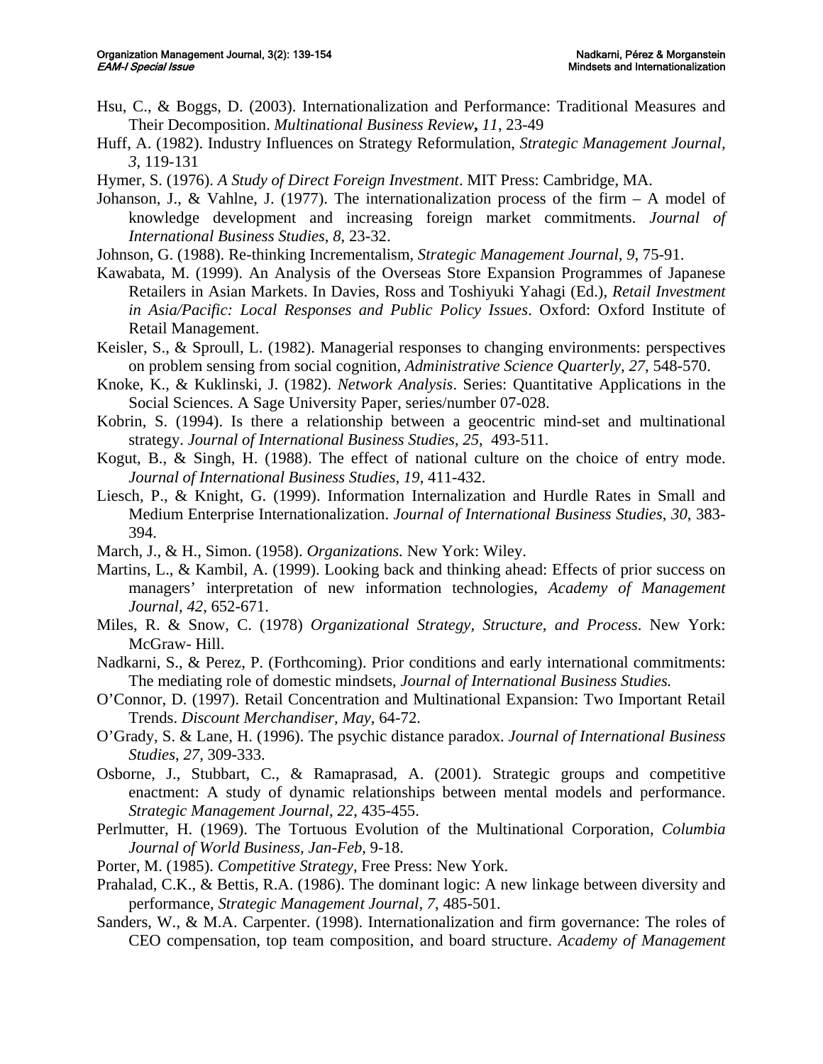Hsu, C., & Boggs, D. (2003). Internationalization and Performance: Traditional Measures and Their Decomposition. *Multinational Business Review*, ***11***, 23-49

Huff, A. (1982). Industry Influences on Strategy Reformulation, *Strategic Management Journal, 3*, 119-131

Hymer, S. (1976). *A Study of Direct Foreign Investment*. MIT Press: Cambridge, MA.

Johanson, J., & Vahlne, J. (1977). The internationalization process of the firm – A model of knowledge development and increasing foreign market commitments. *Journal of International Business Studies*, *8*, 23-32.

Johnson, G. (1988). Re-thinking Incrementalism, *Strategic Management Journal, 9*, 75-91.

Kawabata, M. (1999). An Analysis of the Overseas Store Expansion Programmes of Japanese Retailers in Asian Markets. In Davies, Ross and Toshiyuki Yahagi (Ed.), *Retail Investment in Asia/Pacific: Local Responses and Public Policy Issues*. Oxford: Oxford Institute of Retail Management.

Keisler, S., & Sproull, L. (1982). Managerial responses to changing environments: perspectives on problem sensing from social cognition, *Administrative Science Quarterly, 27*, 548-570.

Knoke, K., & Kuklinski, J. (1982). *Network Analysis*. Series: Quantitative Applications in the Social Sciences. A Sage University Paper, series/number 07-028.

Kobrin, S. (1994). Is there a relationship between a geocentric mind-set and multinational strategy. *Journal of International Business Studies*, *25*, 493-511.

Kogut, B., & Singh, H. (1988). The effect of national culture on the choice of entry mode. *Journal of International Business Studies*, *19*, 411-432.

Liesch, P., & Knight, G. (1999). Information Internalization and Hurdle Rates in Small and Medium Enterprise Internationalization. *Journal of International Business Studies*, *30*, 383-394.

March, J., & H., Simon. (1958). *Organizations.* New York: Wiley.

Martins, L., & Kambil, A. (1999). Looking back and thinking ahead: Effects of prior success on managers' interpretation of new information technologies, *Academy of Management Journal, 42*, 652-671.

Miles, R. & Snow, C. (1978) *Organizational Strategy, Structure, and Process*. New York: McGraw- Hill.

Nadkarni, S., & Perez, P. (Forthcoming). Prior conditions and early international commitments: The mediating role of domestic mindsets, *Journal of International Business Studies.*

O'Connor, D. (1997). Retail Concentration and Multinational Expansion: Two Important Retail Trends. *Discount Merchandiser, May*, 64-72.

O'Grady, S. & Lane, H. (1996). The psychic distance paradox. *Journal of International Business Studies*, *27,* 309-333.

Osborne, J., Stubbart, C., & Ramaprasad, A. (2001). Strategic groups and competitive enactment: A study of dynamic relationships between mental models and performance. *Strategic Management Journal*, *22*, 435-455.

Perlmutter, H. (1969). The Tortuous Evolution of the Multinational Corporation, *Columbia Journal of World Business, Jan-Feb*, 9-18.

Porter, M. (1985). *Competitive Strategy*, Free Press: New York.

Prahalad, C.K., & Bettis, R.A. (1986). The dominant logic: A new linkage between diversity and performance, *Strategic Management Journal, 7*, 485-501.

Sanders, W., & M.A. Carpenter. (1998). Internationalization and firm governance: The roles of CEO compensation, top team composition, and board structure. *Academy of Management*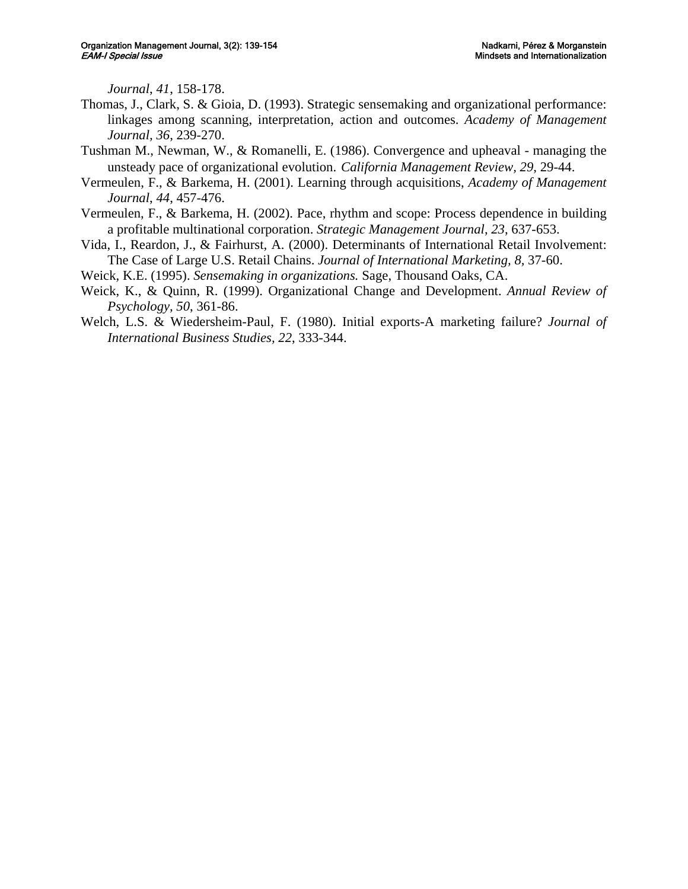*Journal*, *41*, 158-178.

Thomas, J., Clark, S. & Gioia, D. (1993). Strategic sensemaking and organizational performance: linkages among scanning, interpretation, action and outcomes. *Academy of Management Journal*, *36*, 239-270.

Tushman M., Newman, W., & Romanelli, E. (1986). Convergence and upheaval - managing the unsteady pace of organizational evolution. *California Management Review*, *29*, 29-44.

Vermeulen, F., & Barkema, H. (2001). Learning through acquisitions, *Academy of Management Journal*, *44*, 457-476.

Vermeulen, F., & Barkema, H. (2002). Pace, rhythm and scope: Process dependence in building a profitable multinational corporation. *Strategic Management Journal*, *23*, 637-653.

Vida, I., Reardon, J., & Fairhurst, A. (2000). Determinants of International Retail Involvement: The Case of Large U.S. Retail Chains. *Journal of International Marketing, 8,* 37-60.

Weick, K.E. (1995). *Sensemaking in organizations.* Sage, Thousand Oaks, CA.

Weick, K., & Quinn, R. (1999). Organizational Change and Development. *Annual Review of Psychology*, *50*, 361-86.

Welch, L.S. & Wiedersheim-Paul, F. (1980). Initial exports-A marketing failure? *Journal of International Business Studies*, *22*, 333-344.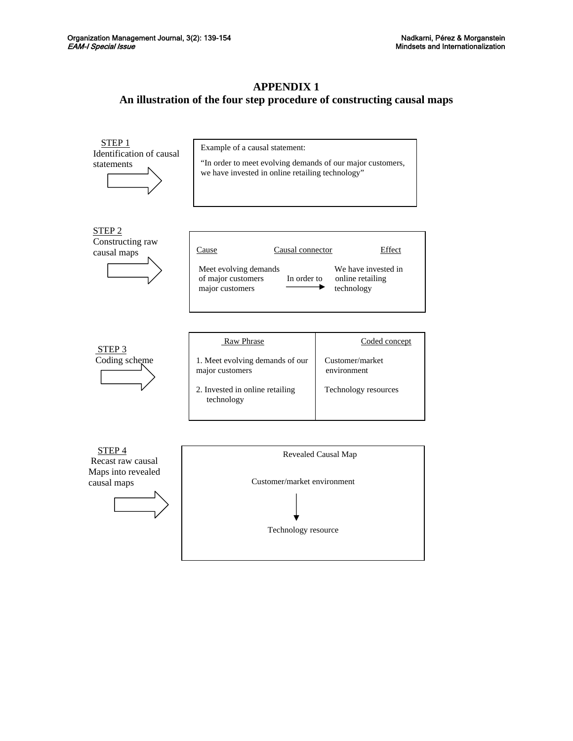# APPENDIX 1

## An illustration of the four step procedure of constructing causal maps

STEP 1
Identification of causal statements

Example of a causal statement:

"In order to meet evolving demands of our major customers, we have invested in online retailing technology"

STEP 2
Constructing raw causal maps

| Cause | Causal connector | Effect |
| --- | --- | --- |
| Meet evolving demands of major customers major customers | In order to → | We have invested in online retailing technology |

STEP 3
Coding scheme

| Raw Phrase | Coded concept |
| --- | --- |
| 1. Meet evolving demands of our major customers | Customer/market environment |
| 2. Invested in online retailing technology | Technology resources |

STEP 4
Recast raw causal Maps into revealed causal maps

Revealed Causal Map

Customer/market environment

↓

Technology resource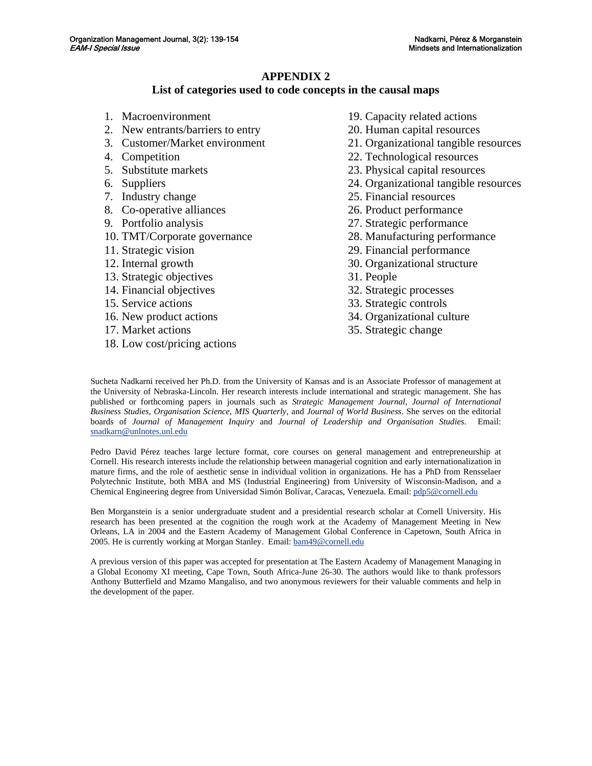# APPENDIX 2

## List of categories used to code concepts in the causal maps

1. Macroenvironment
2. New entrants/barriers to entry
3. Customer/Market environment
4. Competition
5. Substitute markets
6. Suppliers
7. Industry change
8. Co-operative alliances
9. Portfolio analysis
10. TMT/Corporate governance
11. Strategic vision
12. Internal growth
13. Strategic objectives
14. Financial objectives
15. Service actions
16. New product actions
17. Market actions
18. Low cost/pricing actions
19. Capacity related actions
20. Human capital resources
21. Organizational tangible resources
22. Technological resources
23. Physical capital resources
24. Organizational tangible resources
25. Financial resources
26. Product performance
27. Strategic performance
28. Manufacturing performance
29. Financial performance
30. Organizational structure
31. People
32. Strategic processes
33. Strategic controls
34. Organizational culture
35. Strategic change

Sucheta Nadkarni received her Ph.D. from the University of Kansas and is an Associate Professor of management at the University of Nebraska-Lincoln. Her research interests include international and strategic management. She has published or forthcoming papers in journals such as *Strategic Management Journal*, *Journal of International Business Studies*, *Organisation Science*, *MIS Quarterly*, and *Journal of World Business*. She serves on the editorial boards of *Journal of Management Inquiry* and *Journal of Leadership and Organisation Studies*. Email: snadkarn@unlnotes.unl.edu

Pedro David Pérez teaches large lecture format, core courses on general management and entrepreneurship at Cornell. His research interests include the relationship between managerial cognition and early internationalization in mature firms, and the role of aesthetic sense in individual volition in organizations. He has a PhD from Rensselaer Polytechnic Institute, both MBA and MS (Industrial Engineering) from University of Wisconsin-Madison, and a Chemical Engineering degree from Universidad Simón Bolívar, Caracas, Venezuela. Email: pdp5@cornell.edu

Ben Morganstein is a senior undergraduate student and a presidential research scholar at Cornell University. His research has been presented at the cognition the rough work at the Academy of Management Meeting in New Orleans, LA in 2004 and the Eastern Academy of Management Global Conference in Capetown, South Africa in 2005. He is currently working at Morgan Stanley. Email: bam49@cornell.edu

A previous version of this paper was accepted for presentation at The Eastern Academy of Management Managing in a Global Economy XI meeting, Cape Town, South Africa-June 26-30. The authors would like to thank professors Anthony Butterfield and Mzamo Mangaliso, and two anonymous reviewers for their valuable comments and help in the development of the paper.